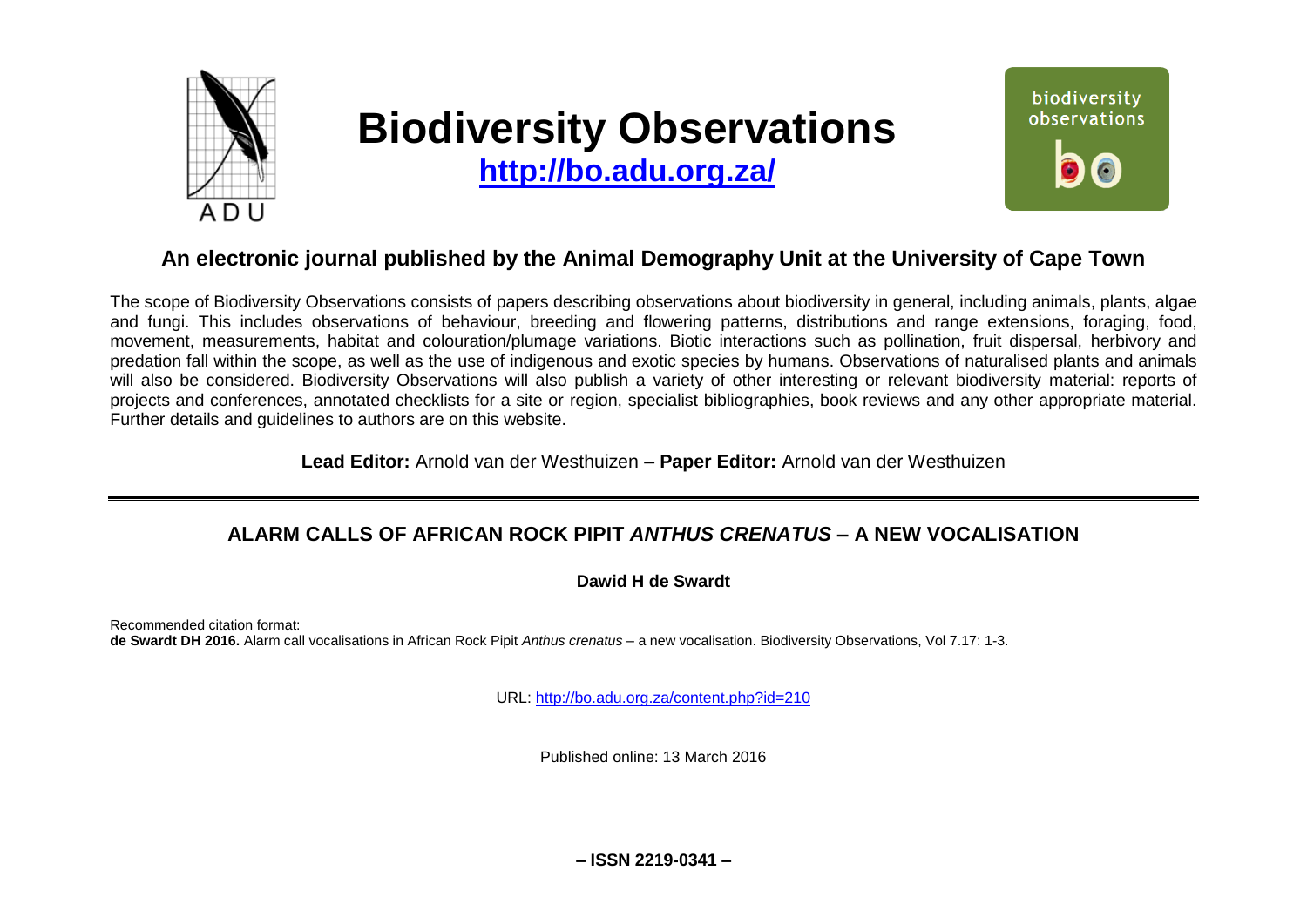# Biodiversity Observations

**http://bo.adu.org.za/**

## An electronic journal published by the Animal Demography Unit at the University of Cape Town

The scope of Biodiversity Observations consists of papers describing observations about biodiversity in general, including animals, plants, algae and fungi. This includes observations of behaviour, breeding and flowering patterns, distributions and range extensions, foraging, food, movement, measurements, habitat and colouration/plumage variations. Biotic interactions such as pollination, fruit dispersal, herbivory and predation fall within the scope, as well as the use of indigenous and exotic species by humans. Observations of naturalised plants and animals will also be considered. Biodiversity Observations will also publish a variety of other interesting or relevant biodiversity material: reports of projects and conferences, annotated checklists for a site or region, specialist bibliographies, book reviews and any other appropriate material. Further details and guidelines to authors are on this website.

**Lead Editor:** Arnold van der Westhuizen – **Paper Editor:** Arnold van der Westhuizen

---

## ALARM CALLS OF AFRICAN ROCK PIPIT *ANTHUS CRENATUS* – A NEW VOCALISATION

**Dawid H de Swardt**

Recommended citation format:
**de Swardt DH 2016.** Alarm call vocalisations in African Rock Pipit *Anthus crenatus* – a new vocalisation. Biodiversity Observations, Vol 7.17: 1-3.

URL: http://bo.adu.org.za/content.php?id=210

Published online: 13 March 2016

**– ISSN 2219-0341 –**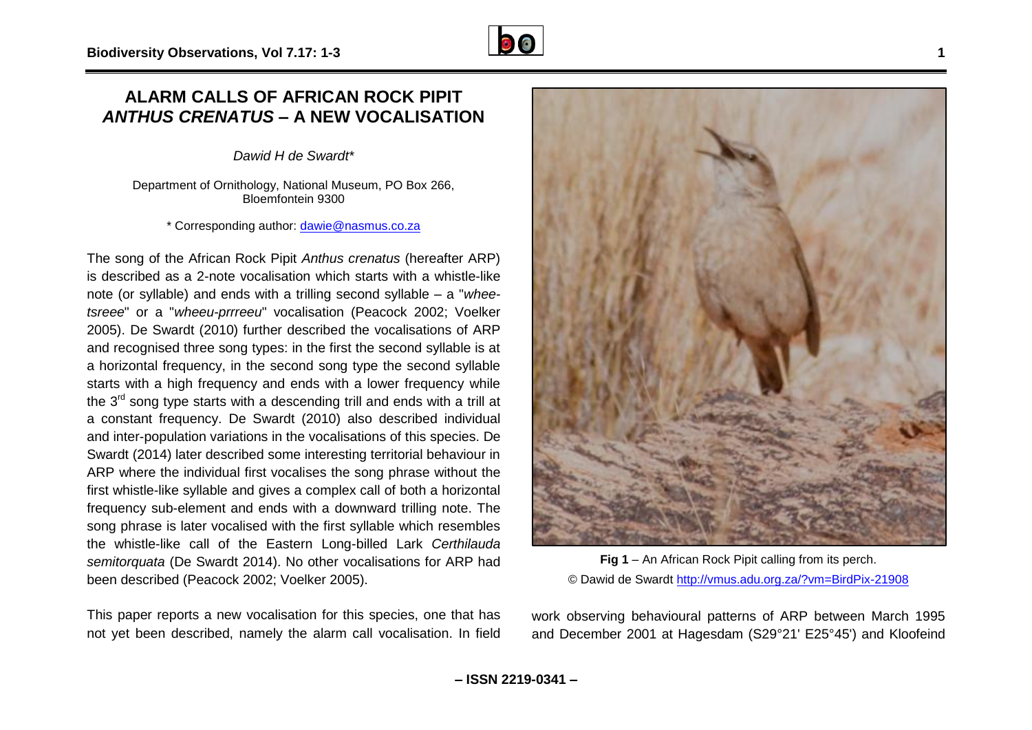# ALARM CALLS OF AFRICAN ROCK PIPIT *ANTHUS CRENATUS* – A NEW VOCALISATION

*Dawid H de Swardt**

Department of Ornithology, National Museum, PO Box 266, Bloemfontein 9300

\* Corresponding author: dawie@nasmus.co.za

The song of the African Rock Pipit *Anthus crenatus* (hereafter ARP) is described as a 2-note vocalisation which starts with a whistle-like note (or syllable) and ends with a trilling second syllable – a "*whee-tsreee*" or a "*wheeu-prrreeu*" vocalisation (Peacock 2002; Voelker 2005). De Swardt (2010) further described the vocalisations of ARP and recognised three song types: in the first the second syllable is at a horizontal frequency, in the second song type the second syllable starts with a high frequency and ends with a lower frequency while the 3rd song type starts with a descending trill and ends with a trill at a constant frequency. De Swardt (2010) also described individual and inter-population variations in the vocalisations of this species. De Swardt (2014) later described some interesting territorial behaviour in ARP where the individual first vocalises the song phrase without the first whistle-like syllable and gives a complex call of both a horizontal frequency sub-element and ends with a downward trilling note. The song phrase is later vocalised with the first syllable which resembles the whistle-like call of the Eastern Long-billed Lark *Certhilauda semitorquata* (De Swardt 2014). No other vocalisations for ARP had been described (Peacock 2002; Voelker 2005).

This paper reports a new vocalisation for this species, one that has not yet been described, namely the alarm call vocalisation. In field work observing behavioural patterns of ARP between March 1995 and December 2001 at Hagesdam (S29°21' E25°45') and Kloofeind

**Fig 1** – An African Rock Pipit calling from its perch.
© Dawid de Swardt http://vmus.adu.org.za/?vm=BirdPix-21908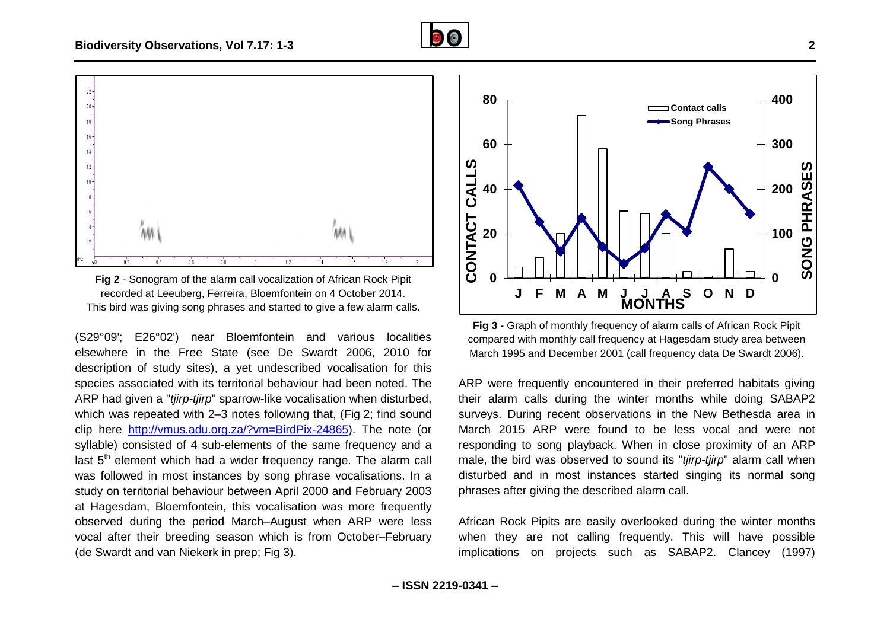**Fig 2** - Sonogram of the alarm call vocalization of African Rock Pipit recorded at Leeuberg, Ferreira, Bloemfontein on 4 October 2014. This bird was giving song phrases and started to give a few alarm calls.

(S29°09'; E26°02') near Bloemfontein and various localities elsewhere in the Free State (see De Swardt 2006, 2010 for description of study sites), a yet undescribed vocalisation for this species associated with its territorial behaviour had been noted. The ARP had given a "*tjirp-tjirp*" sparrow-like vocalisation when disturbed, which was repeated with 2–3 notes following that, (Fig 2; find sound clip here http://vmus.adu.org.za/?vm=BirdPix-24865). The note (or syllable) consisted of 4 sub-elements of the same frequency and a last 5th element which had a wider frequency range. The alarm call was followed in most instances by song phrase vocalisations. In a study on territorial behaviour between April 2000 and February 2003 at Hagesdam, Bloemfontein, this vocalisation was more frequently observed during the period March–August when ARP were less vocal after their breeding season which is from October–February (de Swardt and van Niekerk in prep; Fig 3).

**Fig 3 -** Graph of monthly frequency of alarm calls of African Rock Pipit compared with monthly call frequency at Hagesdam study area between March 1995 and December 2001 (call frequency data De Swardt 2006).

ARP were frequently encountered in their preferred habitats giving their alarm calls during the winter months while doing SABAP2 surveys. During recent observations in the New Bethesda area in March 2015 ARP were found to be less vocal and were not responding to song playback. When in close proximity of an ARP male, the bird was observed to sound its "*tjirp-tjirp*" alarm call when disturbed and in most instances started singing its normal song phrases after giving the described alarm call.

African Rock Pipits are easily overlooked during the winter months when they are not calling frequently. This will have possible implications on projects such as SABAP2. Clancey (1997)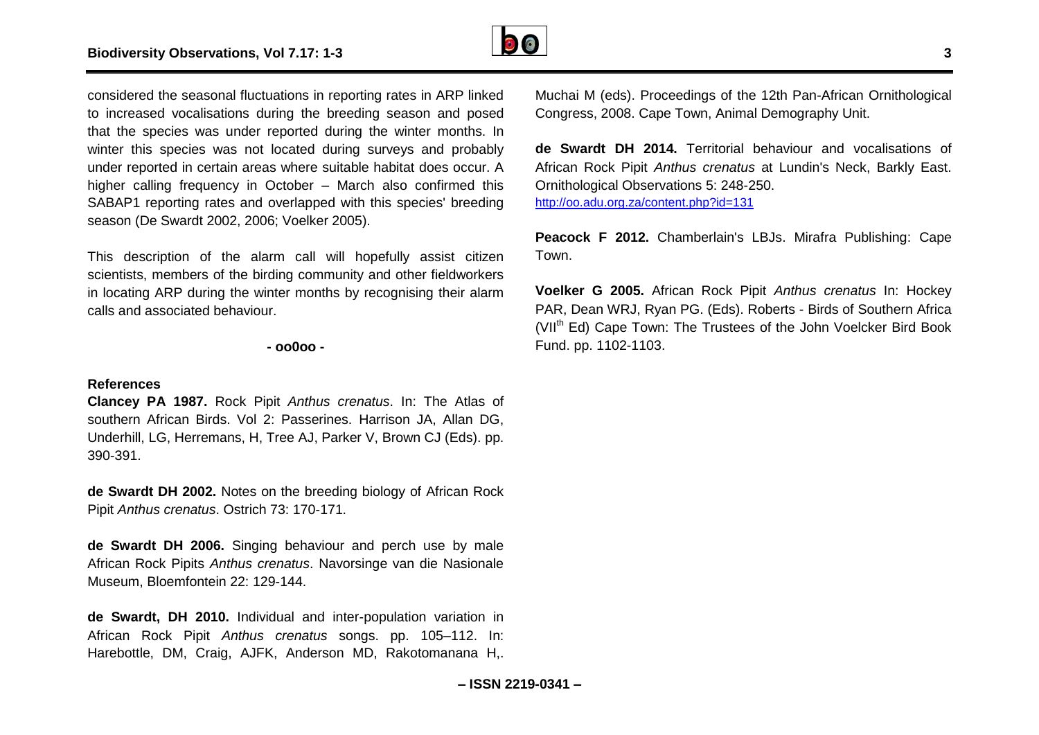considered the seasonal fluctuations in reporting rates in ARP linked to increased vocalisations during the breeding season and posed that the species was under reported during the winter months. In winter this species was not located during surveys and probably under reported in certain areas where suitable habitat does occur. A higher calling frequency in October – March also confirmed this SABAP1 reporting rates and overlapped with this species' breeding season (De Swardt 2002, 2006; Voelker 2005).

This description of the alarm call will hopefully assist citizen scientists, members of the birding community and other fieldworkers in locating ARP during the winter months by recognising their alarm calls and associated behaviour.

**- oo0oo -**

## References

**Clancey PA 1987.** Rock Pipit *Anthus crenatus*. In: The Atlas of southern African Birds. Vol 2: Passerines. Harrison JA, Allan DG, Underhill, LG, Herremans, H, Tree AJ, Parker V, Brown CJ (Eds). pp. 390-391.

**de Swardt DH 2002.** Notes on the breeding biology of African Rock Pipit *Anthus crenatus*. Ostrich 73: 170-171.

**de Swardt DH 2006.** Singing behaviour and perch use by male African Rock Pipits *Anthus crenatus*. Navorsinge van die Nasionale Museum, Bloemfontein 22: 129-144.

**de Swardt, DH 2010.** Individual and inter-population variation in African Rock Pipit *Anthus crenatus* songs. pp. 105–112. In: Harebottle, DM, Craig, AJFK, Anderson MD, Rakotomanana H,. Muchai M (eds). Proceedings of the 12th Pan-African Ornithological Congress, 2008. Cape Town, Animal Demography Unit.

**de Swardt DH 2014.** Territorial behaviour and vocalisations of African Rock Pipit *Anthus crenatus* at Lundin's Neck, Barkly East. Ornithological Observations 5: 248-250. http://oo.adu.org.za/content.php?id=131

**Peacock F 2012.** Chamberlain's LBJs. Mirafra Publishing: Cape Town.

**Voelker G 2005.** African Rock Pipit *Anthus crenatus* In: Hockey PAR, Dean WRJ, Ryan PG. (Eds). Roberts - Birds of Southern Africa (VII$^{th}$ Ed) Cape Town: The Trustees of the John Voelcker Bird Book Fund. pp. 1102-1103.